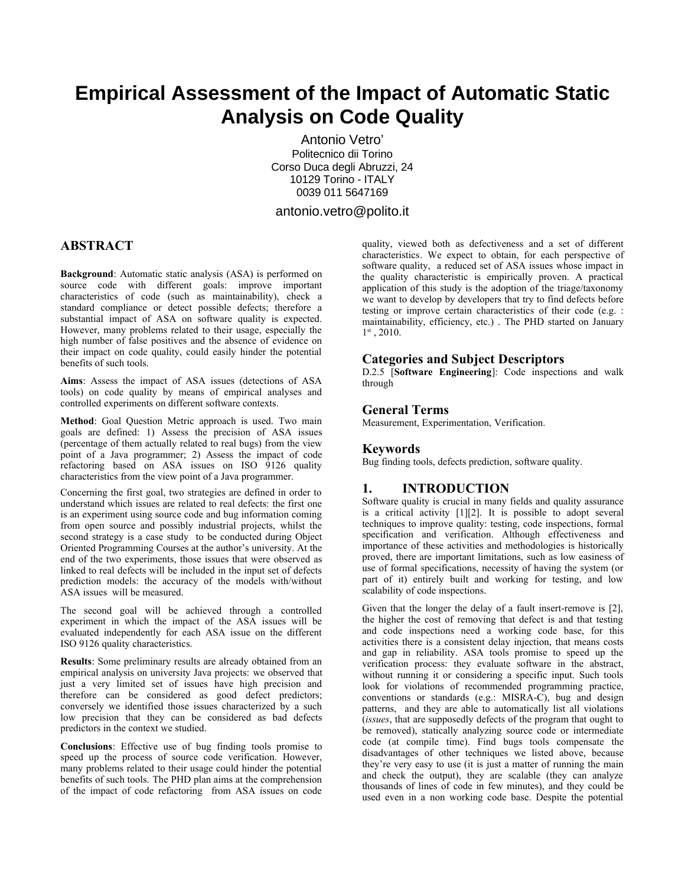# Empirical Assessment of the Impact of Automatic Static Analysis on Code Quality

Antonio Vetro'
Politecnico dii Torino
Corso Duca degli Abruzzi, 24
10129 Torino - ITALY
0039 011 5647169

antonio.vetro@polito.it

## ABSTRACT

**Background**: Automatic static analysis (ASA) is performed on source code with different goals: improve important characteristics of code (such as maintainability), check a standard compliance or detect possible defects; therefore a substantial impact of ASA on software quality is expected. However, many problems related to their usage, especially the high number of false positives and the absence of evidence on their impact on code quality, could easily hinder the potential benefits of such tools.

**Aims**: Assess the impact of ASA issues (detections of ASA tools) on code quality by means of empirical analyses and controlled experiments on different software contexts.

**Method**: Goal Question Metric approach is used. Two main goals are defined: 1) Assess the precision of ASA issues (percentage of them actually related to real bugs) from the view point of a Java programmer; 2) Assess the impact of code refactoring based on ASA issues on ISO 9126 quality characteristics from the view point of a Java programmer.

Concerning the first goal, two strategies are defined in order to understand which issues are related to real defects: the first one is an experiment using source code and bug information coming from open source and possibly industrial projects, whilst the second strategy is a case study to be conducted during Object Oriented Programming Courses at the author's university. At the end of the two experiments, those issues that were observed as linked to real defects will be included in the input set of defects prediction models: the accuracy of the models with/without ASA issues will be measured.

The second goal will be achieved through a controlled experiment in which the impact of the ASA issues will be evaluated independently for each ASA issue on the different ISO 9126 quality characteristics.

**Results**: Some preliminary results are already obtained from an empirical analysis on university Java projects: we observed that just a very limited set of issues have high precision and therefore can be considered as good defect predictors; conversely we identified those issues characterized by a such low precision that they can be considered as bad defects predictors in the context we studied.

**Conclusions**: Effective use of bug finding tools promise to speed up the process of source code verification. However, many problems related to their usage could hinder the potential benefits of such tools. The PHD plan aims at the comprehension of the impact of code refactoring from ASA issues on code quality, viewed both as defectiveness and a set of different characteristics. We expect to obtain, for each perspective of software quality, a reduced set of ASA issues whose impact in the quality characteristic is empirically proven. A practical application of this study is the adoption of the triage/taxonomy we want to develop by developers that try to find defects before testing or improve certain characteristics of their code (e.g. : maintainability, efficiency, etc.) . The PHD started on January 1st , 2010.

### Categories and Subject Descriptors

D.2.5 [**Software Engineering**]: Code inspections and walk through

### General Terms

Measurement, Experimentation, Verification.

### Keywords

Bug finding tools, defects prediction, software quality.

## 1. INTRODUCTION

Software quality is crucial in many fields and quality assurance is a critical activity [1][2]. It is possible to adopt several techniques to improve quality: testing, code inspections, formal specification and verification. Although effectiveness and importance of these activities and methodologies is historically proved, there are important limitations, such as low easiness of use of formal specifications, necessity of having the system (or part of it) entirely built and working for testing, and low scalability of code inspections.

Given that the longer the delay of a fault insert-remove is [2], the higher the cost of removing that defect is and that testing and code inspections need a working code base, for this activities there is a consistent delay injection, that means costs and gap in reliability. ASA tools promise to speed up the verification process: they evaluate software in the abstract, without running it or considering a specific input. Such tools look for violations of recommended programming practice, conventions or standards (e.g.: MISRA-C), bug and design patterns, and they are able to automatically list all violations (*issues*, that are supposedly defects of the program that ought to be removed), statically analyzing source code or intermediate code (at compile time). Find bugs tools compensate the disadvantages of other techniques we listed above, because they're very easy to use (it is just a matter of running the main and check the output), they are scalable (they can analyze thousands of lines of code in few minutes), and they could be used even in a non working code base. Despite the potential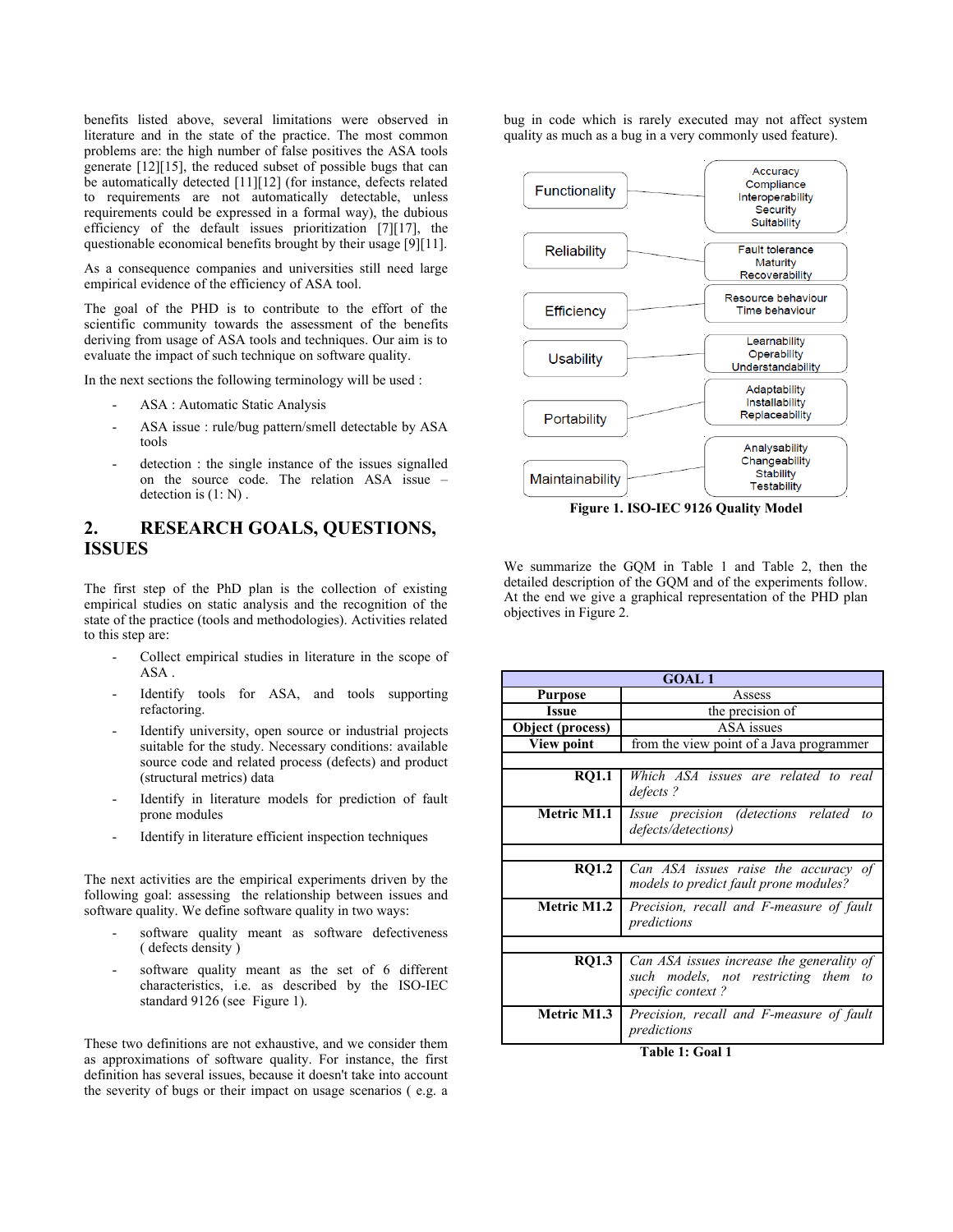benefits listed above, several limitations were observed in literature and in the state of the practice. The most common problems are: the high number of false positives the ASA tools generate [12][15], the reduced subset of possible bugs that can be automatically detected [11][12] (for instance, defects related to requirements are not automatically detectable, unless requirements could be expressed in a formal way), the dubious efficiency of the default issues prioritization [7][17], the questionable economical benefits brought by their usage [9][11].

As a consequence companies and universities still need large empirical evidence of the efficiency of ASA tool.

The goal of the PHD is to contribute to the effort of the scientific community towards the assessment of the benefits deriving from usage of ASA tools and techniques. Our aim is to evaluate the impact of such technique on software quality.

In the next sections the following terminology will be used :

- ASA : Automatic Static Analysis
- ASA issue : rule/bug pattern/smell detectable by ASA tools
- detection : the single instance of the issues signalled on the source code. The relation ASA issue – detection is (1: N) .

## 2. RESEARCH GOALS, QUESTIONS, ISSUES

The first step of the PhD plan is the collection of existing empirical studies on static analysis and the recognition of the state of the practice (tools and methodologies). Activities related to this step are:

- Collect empirical studies in literature in the scope of ASA .
- Identify tools for ASA, and tools supporting refactoring.
- Identify university, open source or industrial projects suitable for the study. Necessary conditions: available source code and related process (defects) and product (structural metrics) data
- Identify in literature models for prediction of fault prone modules
- Identify in literature efficient inspection techniques

The next activities are the empirical experiments driven by the following goal: assessing the relationship between issues and software quality. We define software quality in two ways:

- software quality meant as software defectiveness ( defects density )
- software quality meant as the set of 6 different characteristics, i.e. as described by the ISO-IEC standard 9126 (see Figure 1).

These two definitions are not exhaustive, and we consider them as approximations of software quality. For instance, the first definition has several issues, because it doesn't take into account the severity of bugs or their impact on usage scenarios ( e.g. a bug in code which is rarely executed may not affect system quality as much as a bug in a very commonly used feature).

| Characteristic | Sub-characteristics |
|---|---|
| Functionality | Accuracy, Compliance, Interoperability, Security, Suitability |
| Reliability | Fault tolerance, Maturity, Recoverability |
| Efficiency | Resource behaviour, Time behaviour |
| Usability | Learnability, Operability, Understandability |
| Portability | Adaptability, Installability, Replaceability |
| Maintainability | Analysability, Changeability, Stability, Testability |

**Figure 1. ISO-IEC 9126 Quality Model**

We summarize the GQM in Table 1 and Table 2, then the detailed description of the GQM and of the experiments follow. At the end we give a graphical representation of the PHD plan objectives in Figure 2.

| GOAL 1 | |
|---|---|
| **Purpose** | Assess |
| **Issue** | the precision of |
| **Object (process)** | ASA issues |
| **View point** | from the view point of a Java programmer |
| | |
| **RQ1.1** | *Which ASA issues are related to real defects ?* |
| **Metric M1.1** | *Issue precision (detections related to defects/detections)* |
| | |
| **RQ1.2** | *Can ASA issues raise the accuracy of models to predict fault prone modules?* |
| **Metric M1.2** | *Precision, recall and F-measure of fault predictions* |
| | |
| **RQ1.3** | *Can ASA issues increase the generality of such models, not restricting them to specific context ?* |
| **Metric M1.3** | *Precision, recall and F-measure of fault predictions* |

**Table 1: Goal 1**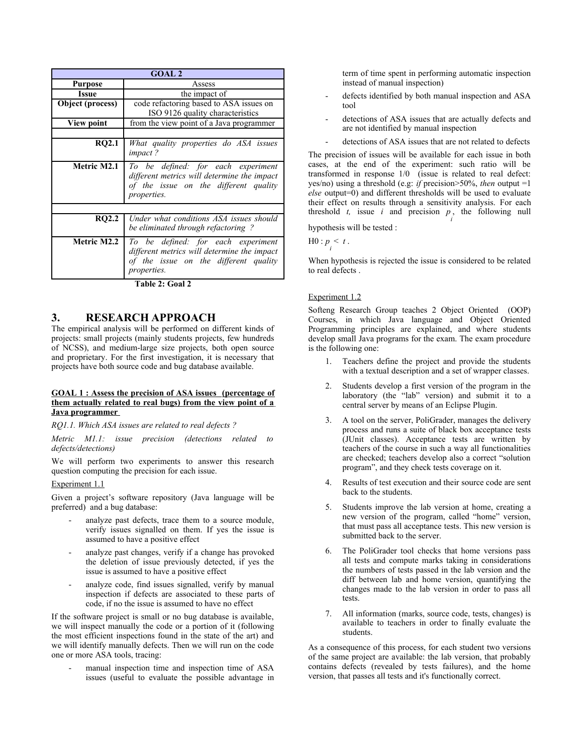| GOAL 2 | |
|---|---|
| **Purpose** | Assess |
| **Issue** | the impact of |
| **Object (process)** | code refactoring based to ASA issues on ISO 9126 quality characteristics |
| **View point** | from the view point of a Java programmer |
| | |
| **RQ2.1** | *What quality properties do ASA issues impact ?* |
| **Metric M2.1** | *To be defined: for each experiment different metrics will determine the impact of the issue on the different quality properties.* |
| | |
| **RQ2.2** | *Under what conditions ASA issues should be eliminated through refactoring ?* |
| **Metric M2.2** | *To be defined: for each experiment different metrics will determine the impact of the issue on the different quality properties.* |

**Table 2: Goal 2**

## 3. RESEARCH APPROACH

The empirical analysis will be performed on different kinds of projects: small projects (mainly students projects, few hundreds of NCSS), and medium-large size projects, both open source and proprietary. For the first investigation, it is necessary that projects have both source code and bug database available.

**GOAL 1 : Assess the precision of ASA issues (percentage of them actually related to real bugs) from the view point of a Java programmer**

*RQ1.1. Which ASA issues are related to real defects ?*

*Metric M1.1: issue precision (detections related to defects/detections)*

We will perform two experiments to answer this research question computing the precision for each issue.

Experiment 1.1

Given a project's software repository (Java language will be preferred) and a bug database:

- analyze past defects, trace them to a source module, verify issues signalled on them. If yes the issue is assumed to have a positive effect
- analyze past changes, verify if a change has provoked the deletion of issue previously detected, if yes the issue is assumed to have a positive effect
- analyze code, find issues signalled, verify by manual inspection if defects are associated to these parts of code, if no the issue is assumed to have no effect

If the software project is small or no bug database is available, we will inspect manually the code or a portion of it (following the most efficient inspections found in the state of the art) and we will identify manually defects. Then we will run on the code one or more ASA tools, tracing:

- manual inspection time and inspection time of ASA issues (useful to evaluate the possible advantage in term of time spent in performing automatic inspection instead of manual inspection)
- defects identified by both manual inspection and ASA tool
- detections of ASA issues that are actually defects and are not identified by manual inspection
- detections of ASA issues that are not related to defects

The precision of issues will be available for each issue in both cases, at the end of the experiment: such ratio will be transformed in response 1/0 (issue is related to real defect: yes/no) using a threshold (e.g: *if* precision>50%, *then* output =1 *else* output=0) and different thresholds will be used to evaluate their effect on results through a sensitivity analysis. For each threshold *t*, issue *i* and precision $p_i$, the following null hypothesis will be tested :

H0 : $p_i < t$ .

When hypothesis is rejected the issue is considered to be related to real defects .

Experiment 1.2

Softeng Research Group teaches 2 Object Oriented (OOP) Courses, in which Java language and Object Oriented Programming principles are explained, and where students develop small Java programs for the exam. The exam procedure is the following one:

1. Teachers define the project and provide the students with a textual description and a set of wrapper classes.
2. Students develop a first version of the program in the laboratory (the "lab" version) and submit it to a central server by means of an Eclipse Plugin.
3. A tool on the server, PoliGrader, manages the delivery process and runs a suite of black box acceptance tests (JUnit classes). Acceptance tests are written by teachers of the course in such a way all functionalities are checked; teachers develop also a correct "solution program", and they check tests coverage on it.
4. Results of test execution and their source code are sent back to the students.
5. Students improve the lab version at home, creating a new version of the program, called "home" version, that must pass all acceptance tests. This new version is submitted back to the server.
6. The PoliGrader tool checks that home versions pass all tests and compute marks taking in considerations the numbers of tests passed in the lab version and the diff between lab and home version, quantifying the changes made to the lab version in order to pass all tests.
7. All information (marks, source code, tests, changes) is available to teachers in order to finally evaluate the students.

As a consequence of this process, for each student two versions of the same project are available: the lab version, that probably contains defects (revealed by tests failures), and the home version, that passes all tests and it's functionally correct.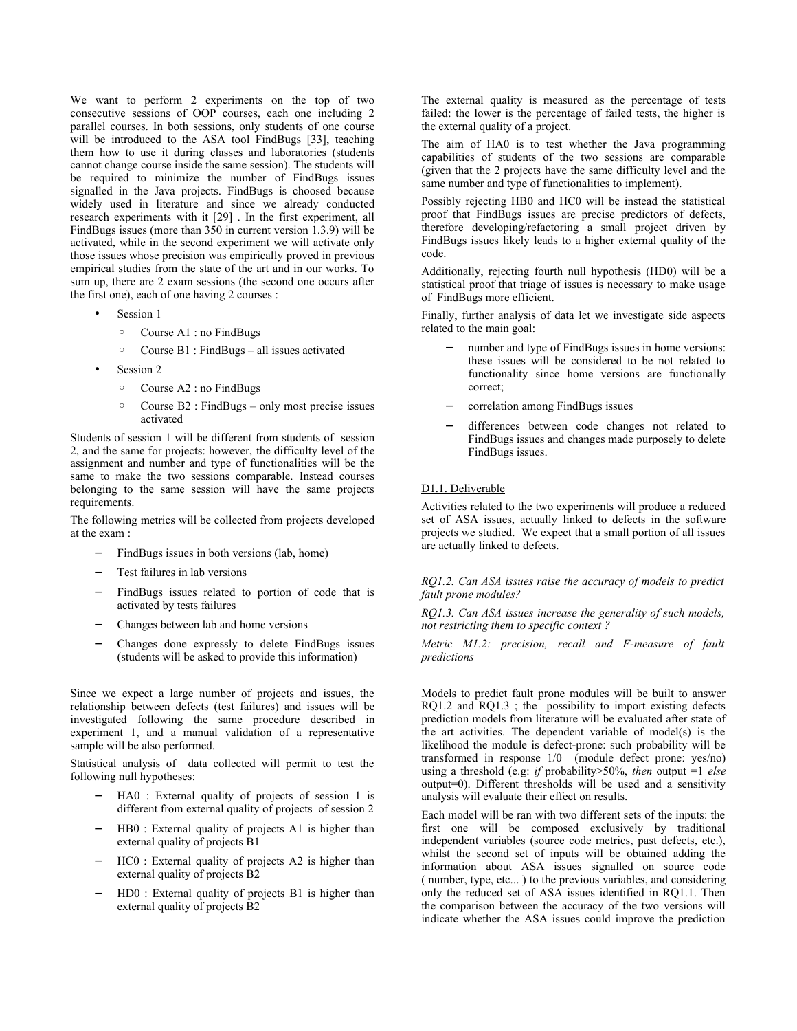We want to perform 2 experiments on the top of two consecutive sessions of OOP courses, each one including 2 parallel courses. In both sessions, only students of one course will be introduced to the ASA tool FindBugs [33], teaching them how to use it during classes and laboratories (students cannot change course inside the same session). The students will be required to minimize the number of FindBugs issues signalled in the Java projects. FindBugs is choosed because widely used in literature and since we already conducted research experiments with it [29] . In the first experiment, all FindBugs issues (more than 350 in current version 1.3.9) will be activated, while in the second experiment we will activate only those issues whose precision was empirically proved in previous empirical studies from the state of the art and in our works. To sum up, there are 2 exam sessions (the second one occurs after the first one), each of one having 2 courses :

- Session 1
  - Course A1 : no FindBugs
  - Course B1 : FindBugs – all issues activated
- Session 2
  - Course A2 : no FindBugs
  - Course B2 : FindBugs – only most precise issues activated

Students of session 1 will be different from students of session 2, and the same for projects: however, the difficulty level of the assignment and number and type of functionalities will be the same to make the two sessions comparable. Instead courses belonging to the same session will have the same projects requirements.

The following metrics will be collected from projects developed at the exam :

- FindBugs issues in both versions (lab, home)
- Test failures in lab versions
- FindBugs issues related to portion of code that is activated by tests failures
- Changes between lab and home versions
- Changes done expressly to delete FindBugs issues (students will be asked to provide this information)

Since we expect a large number of projects and issues, the relationship between defects (test failures) and issues will be investigated following the same procedure described in experiment 1, and a manual validation of a representative sample will be also performed.

Statistical analysis of data collected will permit to test the following null hypotheses:

- HA0 : External quality of projects of session 1 is different from external quality of projects of session 2
- HB0 : External quality of projects A1 is higher than external quality of projects B1
- HC0 : External quality of projects A2 is higher than external quality of projects B2
- HD0 : External quality of projects B1 is higher than external quality of projects B2

The external quality is measured as the percentage of tests failed: the lower is the percentage of failed tests, the higher is the external quality of a project.

The aim of HA0 is to test whether the Java programming capabilities of students of the two sessions are comparable (given that the 2 projects have the same difficulty level and the same number and type of functionalities to implement).

Possibly rejecting HB0 and HC0 will be instead the statistical proof that FindBugs issues are precise predictors of defects, therefore developing/refactoring a small project driven by FindBugs issues likely leads to a higher external quality of the code.

Additionally, rejecting fourth null hypothesis (HD0) will be a statistical proof that triage of issues is necessary to make usage of FindBugs more efficient.

Finally, further analysis of data let we investigate side aspects related to the main goal:

- number and type of FindBugs issues in home versions: these issues will be considered to be not related to functionality since home versions are functionally correct;
- correlation among FindBugs issues
- differences between code changes not related to FindBugs issues and changes made purposely to delete FindBugs issues.

D1.1. Deliverable

Activities related to the two experiments will produce a reduced set of ASA issues, actually linked to defects in the software projects we studied. We expect that a small portion of all issues are actually linked to defects.

*RQ1.2. Can ASA issues raise the accuracy of models to predict fault prone modules?*

*RQ1.3. Can ASA issues increase the generality of such models, not restricting them to specific context ?*

*Metric M1.2: precision, recall and F-measure of fault predictions*

Models to predict fault prone modules will be built to answer RQ1.2 and RQ1.3 ; the possibility to import existing defects prediction models from literature will be evaluated after state of the art activities. The dependent variable of model(s) is the likelihood the module is defect-prone: such probability will be transformed in response 1/0 (module defect prone: yes/no) using a threshold (e.g: *if* probability>50%, *then* output =1 *else* output=0). Different thresholds will be used and a sensitivity analysis will evaluate their effect on results.

Each model will be ran with two different sets of the inputs: the first one will be composed exclusively by traditional independent variables (source code metrics, past defects, etc.), whilst the second set of inputs will be obtained adding the information about ASA issues signalled on source code ( number, type, etc... ) to the previous variables, and considering only the reduced set of ASA issues identified in RQ1.1. Then the comparison between the accuracy of the two versions will indicate whether the ASA issues could improve the prediction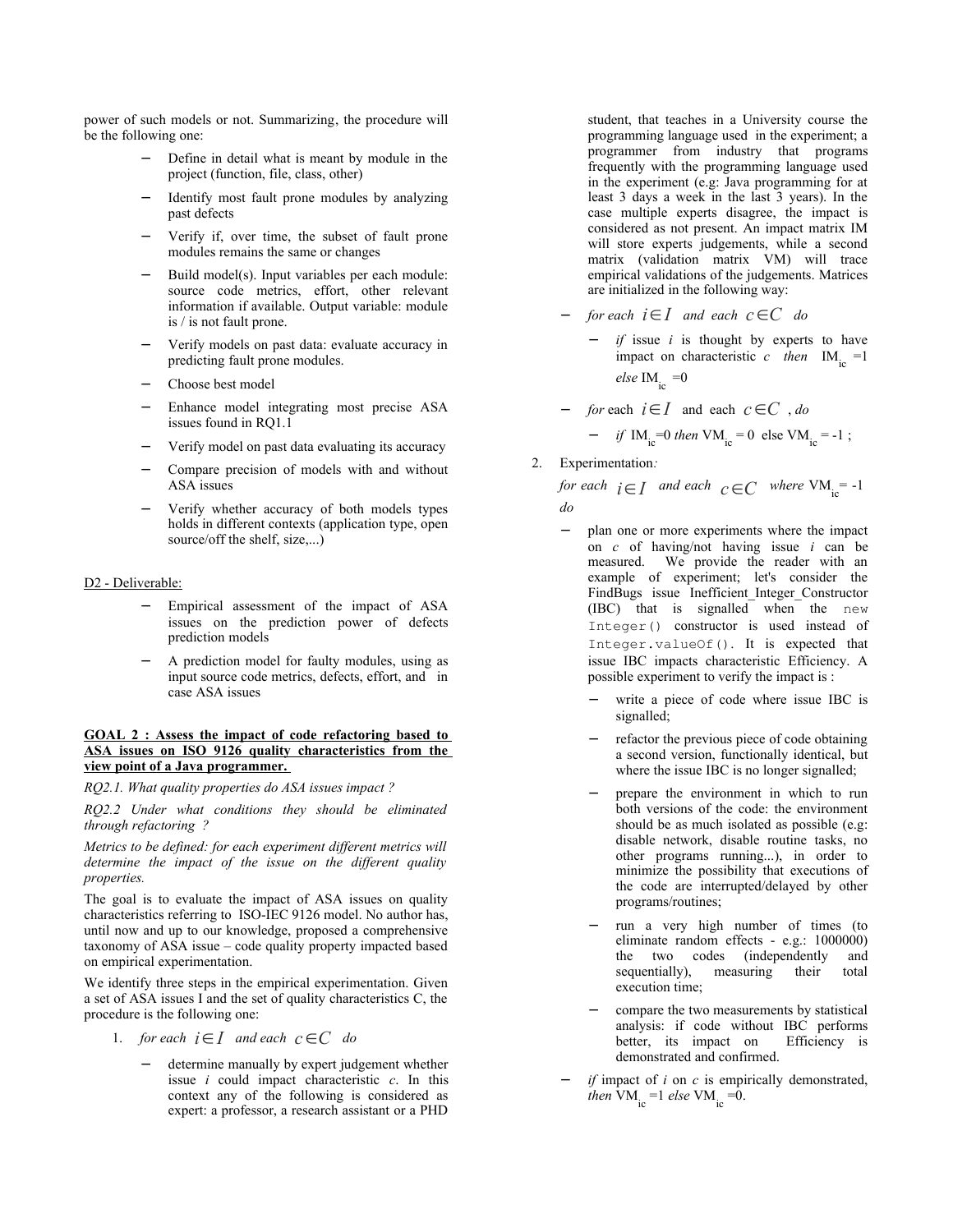power of such models or not. Summarizing, the procedure will be the following one:

- Define in detail what is meant by module in the project (function, file, class, other)
- Identify most fault prone modules by analyzing past defects
- Verify if, over time, the subset of fault prone modules remains the same or changes
- Build model(s). Input variables per each module: source code metrics, effort, other relevant information if available. Output variable: module is / is not fault prone.
- Verify models on past data: evaluate accuracy in predicting fault prone modules.
- Choose best model
- Enhance model integrating most precise ASA issues found in RQ1.1
- Verify model on past data evaluating its accuracy
- Compare precision of models with and without ASA issues
- Verify whether accuracy of both models types holds in different contexts (application type, open source/off the shelf, size,...)

D2 - Deliverable:

- Empirical assessment of the impact of ASA issues on the prediction power of defects prediction models
- A prediction model for faulty modules, using as input source code metrics, defects, effort, and in case ASA issues

**GOAL 2 : Assess the impact of code refactoring based to ASA issues on ISO 9126 quality characteristics from the view point of a Java programmer.**

*RQ2.1. What quality properties do ASA issues impact ?*

*RQ2.2 Under what conditions they should be eliminated through refactoring ?*

*Metrics to be defined: for each experiment different metrics will determine the impact of the issue on the different quality properties.*

The goal is to evaluate the impact of ASA issues on quality characteristics referring to ISO-IEC 9126 model. No author has, until now and up to our knowledge, proposed a comprehensive taxonomy of ASA issue – code quality property impacted based on empirical experimentation.

We identify three steps in the empirical experimentation. Given a set of ASA issues I and the set of quality characteristics C, the procedure is the following one:

1. *for each* $i \in I$ *and each* $c \in C$ *do*
   - determine manually by expert judgement whether issue *i* could impact characteristic *c*. In this context any of the following is considered as expert: a professor, a research assistant or a PHD student, that teaches in a University course the programming language used in the experiment; a programmer from industry that programs frequently with the programming language used in the experiment (e.g: Java programming for at least 3 days a week in the last 3 years). In the case multiple experts disagree, the impact is considered as not present. An impact matrix IM will store experts judgements, while a second matrix (validation matrix VM) will trace empirical validations of the judgements. Matrices are initialized in the following way:
   - *for each* $i \in I$ *and each* $c \in C$ *do*
     - *if* issue *i* is thought by experts to have impact on characteristic *c* *then* $IM_{ic} = 1$ *else* $IM_{ic} = 0$
   - *for* each $i \in I$ and each $c \in C$ , *do*
     - *if* $IM_{ic} = 0$ *then* $VM_{ic} = 0$ else $VM_{ic} = -1$ ;
2. Experimentation*:*

   *for each* $i \in I$ *and each* $c \in C$ *where* $VM_{ic} = -1$ *do*
   - plan one or more experiments where the impact on *c* of having/not having issue *i* can be measured. We provide the reader with an example of experiment; let's consider the FindBugs issue Inefficient_Integer_Constructor (IBC) that is signalled when the `new Integer()` constructor is used instead of `Integer.valueOf()`. It is expected that issue IBC impacts characteristic Efficiency. A possible experiment to verify the impact is :
     - write a piece of code where issue IBC is signalled;
     - refactor the previous piece of code obtaining a second version, functionally identical, but where the issue IBC is no longer signalled;
     - prepare the environment in which to run both versions of the code: the environment should be as much isolated as possible (e.g: disable network, disable routine tasks, no other programs running...), in order to minimize the possibility that executions of the code are interrupted/delayed by other programs/routines;
     - run a very high number of times (to eliminate random effects - e.g.: 1000000) the two codes (independently and sequentially), measuring their total execution time;
     - compare the two measurements by statistical analysis: if code without IBC performs better, its impact on Efficiency is demonstrated and confirmed.
   - *if* impact of *i* on *c* is empirically demonstrated, *then* $VM_{ic} = 1$ *else* $VM_{ic} = 0$.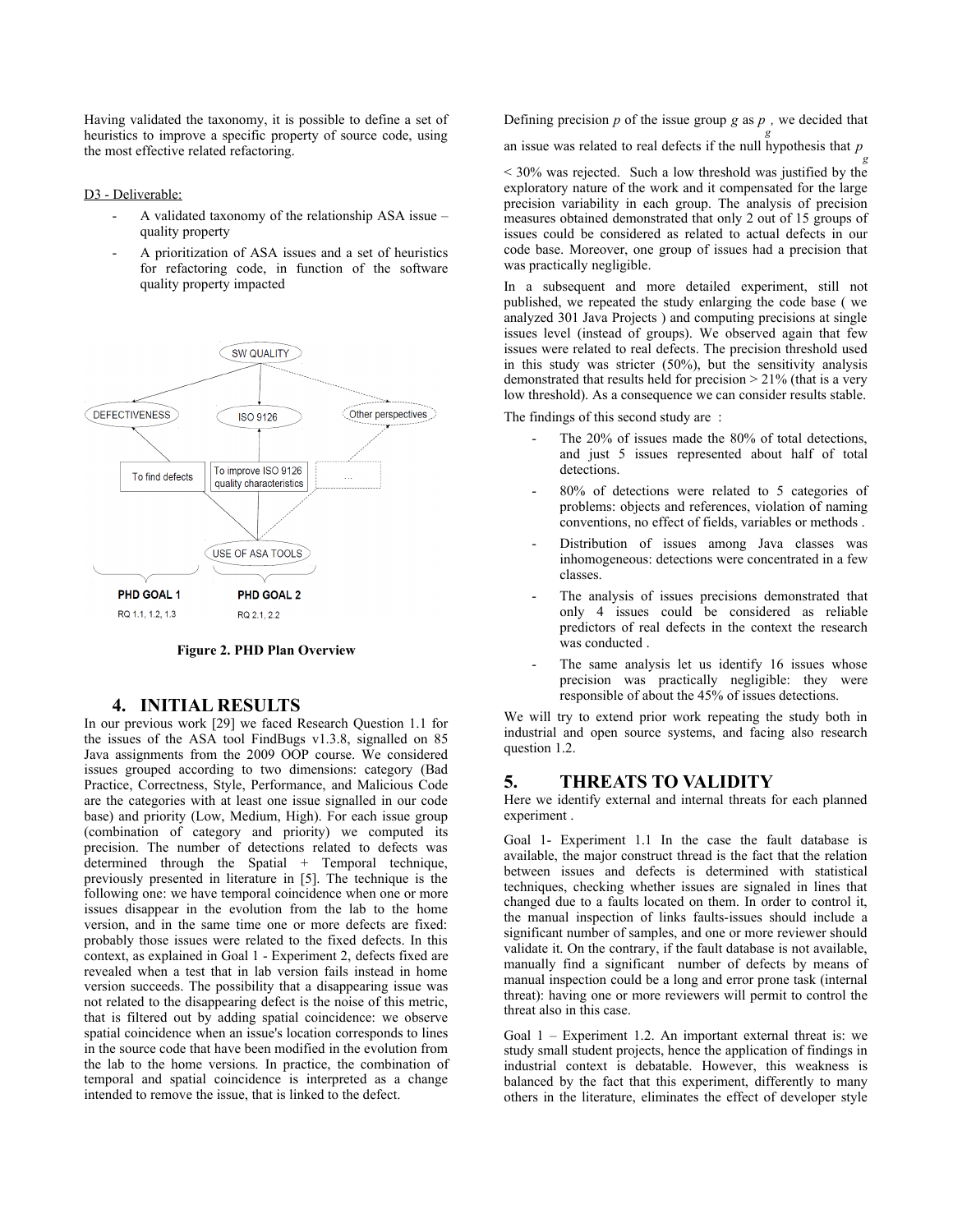Having validated the taxonomy, it is possible to define a set of heuristics to improve a specific property of source code, using the most effective related refactoring.

D3 - Deliverable:

- A validated taxonomy of the relationship ASA issue – quality property
- A prioritization of ASA issues and a set of heuristics for refactoring code, in function of the software quality property impacted

**Figure 2. PHD Plan Overview**

## 4. INITIAL RESULTS

In our previous work [29] we faced Research Question 1.1 for the issues of the ASA tool FindBugs v1.3.8, signalled on 85 Java assignments from the 2009 OOP course. We considered issues grouped according to two dimensions: category (Bad Practice, Correctness, Style, Performance, and Malicious Code are the categories with at least one issue signalled in our code base) and priority (Low, Medium, High). For each issue group (combination of category and priority) we computed its precision. The number of detections related to defects was determined through the Spatial + Temporal technique, previously presented in literature in [5]. The technique is the following one: we have temporal coincidence when one or more issues disappear in the evolution from the lab to the home version, and in the same time one or more defects are fixed: probably those issues were related to the fixed defects. In this context, as explained in Goal 1 - Experiment 2, defects fixed are revealed when a test that in lab version fails instead in home version succeeds. The possibility that a disappearing issue was not related to the disappearing defect is the noise of this metric, that is filtered out by adding spatial coincidence: we observe spatial coincidence when an issue's location corresponds to lines in the source code that have been modified in the evolution from the lab to the home versions. In practice, the combination of temporal and spatial coincidence is interpreted as a change intended to remove the issue, that is linked to the defect.

Defining precision $p$ of the issue group $g$ as $p_g$, we decided that an issue was related to real defects if the null hypothesis that $p_g < 30\%$ was rejected. Such a low threshold was justified by the exploratory nature of the work and it compensated for the large precision variability in each group. The analysis of precision measures obtained demonstrated that only 2 out of 15 groups of issues could be considered as related to actual defects in our code base. Moreover, one group of issues had a precision that was practically negligible.

In a subsequent and more detailed experiment, still not published, we repeated the study enlarging the code base ( we analyzed 301 Java Projects ) and computing precisions at single issues level (instead of groups). We observed again that few issues were related to real defects. The precision threshold used in this study was stricter (50%), but the sensitivity analysis demonstrated that results held for precision > 21% (that is a very low threshold). As a consequence we can consider results stable.

The findings of this second study are :

- The 20% of issues made the 80% of total detections, and just 5 issues represented about half of total detections.
- 80% of detections were related to 5 categories of problems: objects and references, violation of naming conventions, no effect of fields, variables or methods .
- Distribution of issues among Java classes was inhomogeneous: detections were concentrated in a few classes.
- The analysis of issues precisions demonstrated that only 4 issues could be considered as reliable predictors of real defects in the context the research was conducted .
- The same analysis let us identify 16 issues whose precision was practically negligible: they were responsible of about the 45% of issues detections.

We will try to extend prior work repeating the study both in industrial and open source systems, and facing also research question 1.2.

## 5. THREATS TO VALIDITY

Here we identify external and internal threats for each planned experiment .

Goal 1- Experiment 1.1 In the case the fault database is available, the major construct thread is the fact that the relation between issues and defects is determined with statistical techniques, checking whether issues are signaled in lines that changed due to a faults located on them. In order to control it, the manual inspection of links faults-issues should include a significant number of samples, and one or more reviewer should validate it. On the contrary, if the fault database is not available, manually find a significant number of defects by means of manual inspection could be a long and error prone task (internal threat): having one or more reviewers will permit to control the threat also in this case.

Goal 1 – Experiment 1.2. An important external threat is: we study small student projects, hence the application of findings in industrial context is debatable. However, this weakness is balanced by the fact that this experiment, differently to many others in the literature, eliminates the effect of developer style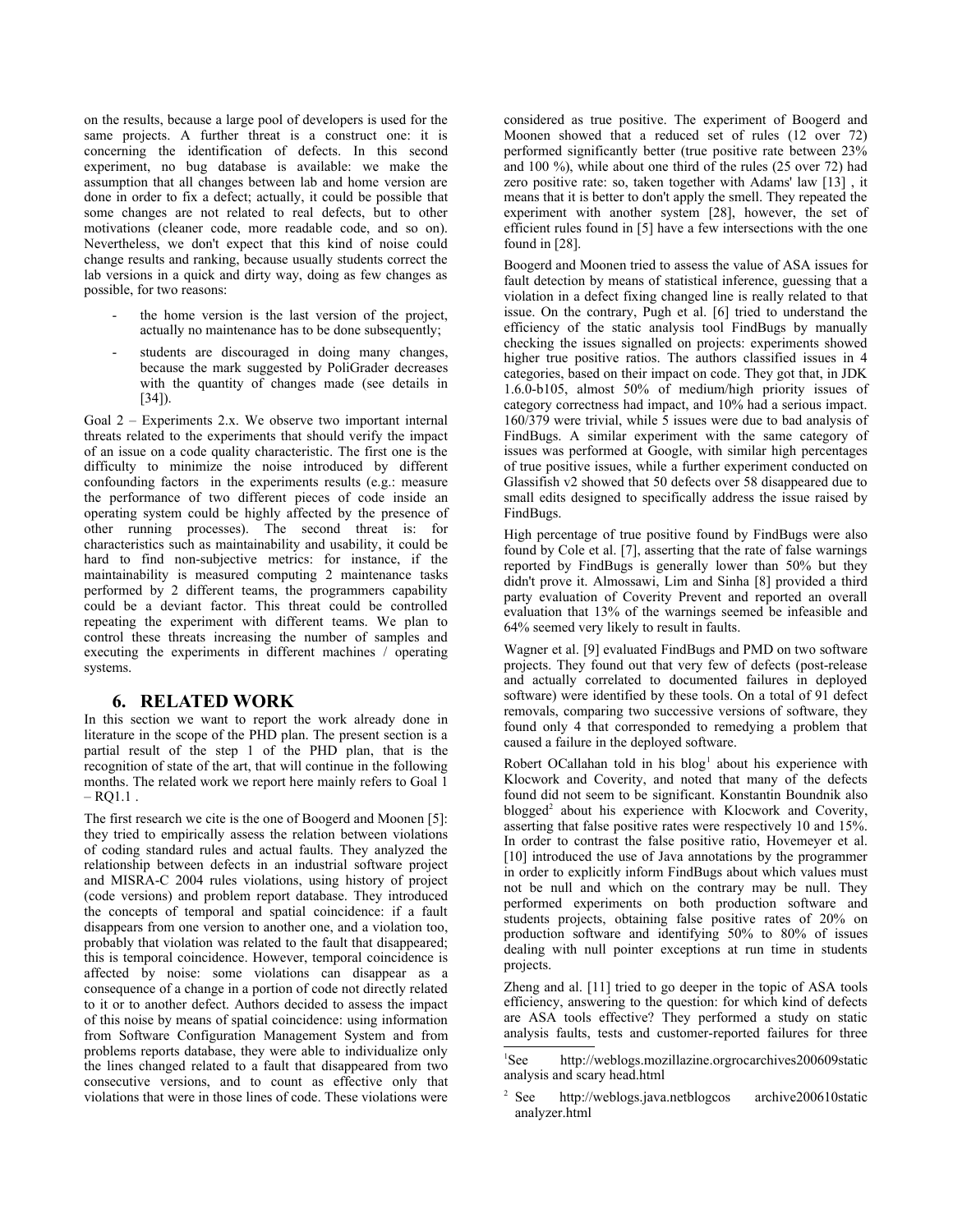on the results, because a large pool of developers is used for the same projects. A further threat is a construct one: it is concerning the identification of defects. In this second experiment, no bug database is available: we make the assumption that all changes between lab and home version are done in order to fix a defect; actually, it could be possible that some changes are not related to real defects, but to other motivations (cleaner code, more readable code, and so on). Nevertheless, we don't expect that this kind of noise could change results and ranking, because usually students correct the lab versions in a quick and dirty way, doing as few changes as possible, for two reasons:

- the home version is the last version of the project, actually no maintenance has to be done subsequently;
- students are discouraged in doing many changes, because the mark suggested by PoliGrader decreases with the quantity of changes made (see details in [34]).

Goal 2 – Experiments 2.x. We observe two important internal threats related to the experiments that should verify the impact of an issue on a code quality characteristic. The first one is the difficulty to minimize the noise introduced by different confounding factors in the experiments results (e.g.: measure the performance of two different pieces of code inside an operating system could be highly affected by the presence of other running processes). The second threat is: for characteristics such as maintainability and usability, it could be hard to find non-subjective metrics: for instance, if the maintainability is measured computing 2 maintenance tasks performed by 2 different teams, the programmers capability could be a deviant factor. This threat could be controlled repeating the experiment with different teams. We plan to control these threats increasing the number of samples and executing the experiments in different machines / operating systems.

## 6. RELATED WORK

In this section we want to report the work already done in literature in the scope of the PHD plan. The present section is a partial result of the step 1 of the PHD plan, that is the recognition of state of the art, that will continue in the following months. The related work we report here mainly refers to Goal 1 – RQ1.1 .

The first research we cite is the one of Boogerd and Moonen [5]: they tried to empirically assess the relation between violations of coding standard rules and actual faults. They analyzed the relationship between defects in an industrial software project and MISRA-C 2004 rules violations, using history of project (code versions) and problem report database. They introduced the concepts of temporal and spatial coincidence: if a fault disappears from one version to another one, and a violation too, probably that violation was related to the fault that disappeared; this is temporal coincidence. However, temporal coincidence is affected by noise: some violations can disappear as a consequence of a change in a portion of code not directly related to it or to another defect. Authors decided to assess the impact of this noise by means of spatial coincidence: using information from Software Configuration Management System and from problems reports database, they were able to individualize only the lines changed related to a fault that disappeared from two consecutive versions, and to count as effective only that violations that were in those lines of code. These violations were considered as true positive. The experiment of Boogerd and Moonen showed that a reduced set of rules (12 over 72) performed significantly better (true positive rate between 23% and 100 %), while about one third of the rules (25 over 72) had zero positive rate: so, taken together with Adams' law [13] , it means that it is better to don't apply the smell. They repeated the experiment with another system [28], however, the set of efficient rules found in [5] have a few intersections with the one found in [28].

Boogerd and Moonen tried to assess the value of ASA issues for fault detection by means of statistical inference, guessing that a violation in a defect fixing changed line is really related to that issue. On the contrary, Pugh et al. [6] tried to understand the efficiency of the static analysis tool FindBugs by manually checking the issues signalled on projects: experiments showed higher true positive ratios. The authors classified issues in 4 categories, based on their impact on code. They got that, in JDK 1.6.0-b105, almost 50% of medium/high priority issues of category correctness had impact, and 10% had a serious impact. 160/379 were trivial, while 5 issues were due to bad analysis of FindBugs. A similar experiment with the same category of issues was performed at Google, with similar high percentages of true positive issues, while a further experiment conducted on Glassifish v2 showed that 50 defects over 58 disappeared due to small edits designed to specifically address the issue raised by FindBugs.

High percentage of true positive found by FindBugs were also found by Cole et al. [7], asserting that the rate of false warnings reported by FindBugs is generally lower than 50% but they didn't prove it. Almossawi, Lim and Sinha [8] provided a third party evaluation of Coverity Prevent and reported an overall evaluation that 13% of the warnings seemed be infeasible and 64% seemed very likely to result in faults.

Wagner et al. [9] evaluated FindBugs and PMD on two software projects. They found out that very few of defects (post-release and actually correlated to documented failures in deployed software) were identified by these tools. On a total of 91 defect removals, comparing two successive versions of software, they found only 4 that corresponded to remedying a problem that caused a failure in the deployed software.

Robert OCallahan told in his blog[1] about his experience with Klocwork and Coverity, and noted that many of the defects found did not seem to be significant. Konstantin Boundnik also blogged[2] about his experience with Klocwork and Coverity, asserting that false positive rates were respectively 10 and 15%. In order to contrast the false positive ratio, Hovemeyer et al. [10] introduced the use of Java annotations by the programmer in order to explicitly inform FindBugs about which values must not be null and which on the contrary may be null. They performed experiments on both production software and students projects, obtaining false positive rates of 20% on production software and identifying 50% to 80% of issues dealing with null pointer exceptions at run time in students projects.

Zheng and al. [11] tried to go deeper in the topic of ASA tools efficiency, answering to the question: for which kind of defects are ASA tools effective? They performed a study on static analysis faults, tests and customer-reported failures for three

[1] See http://weblogs.mozillazine.orgrocarchives200609static analysis and scary head.html

[2] See http://weblogs.java.netblogcos archive200610static analyzer.html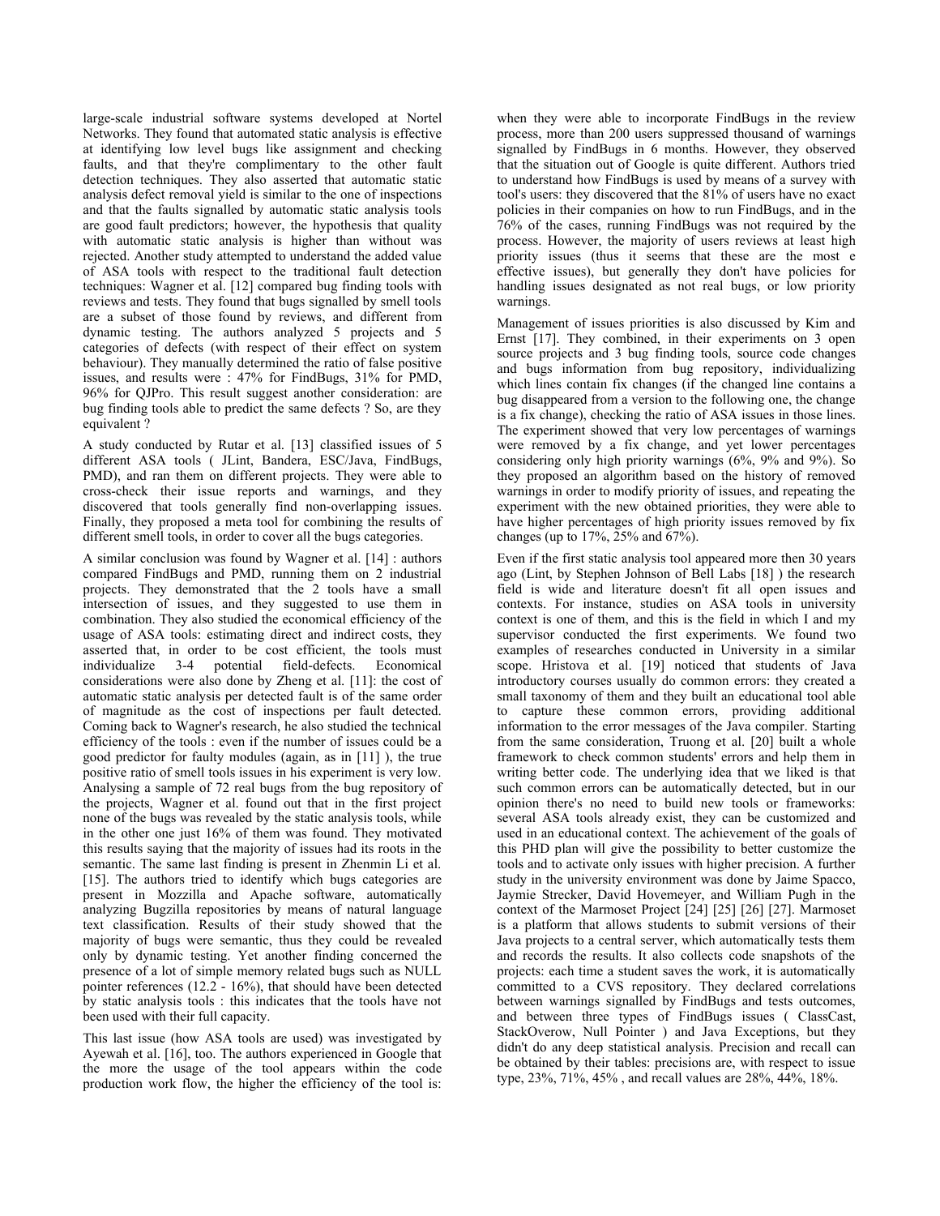large-scale industrial software systems developed at Nortel Networks. They found that automated static analysis is effective at identifying low level bugs like assignment and checking faults, and that they're complimentary to the other fault detection techniques. They also asserted that automatic static analysis defect removal yield is similar to the one of inspections and that the faults signalled by automatic static analysis tools are good fault predictors; however, the hypothesis that quality with automatic static analysis is higher than without was rejected. Another study attempted to understand the added value of ASA tools with respect to the traditional fault detection techniques: Wagner et al. [12] compared bug finding tools with reviews and tests. They found that bugs signalled by smell tools are a subset of those found by reviews, and different from dynamic testing. The authors analyzed 5 projects and 5 categories of defects (with respect of their effect on system behaviour). They manually determined the ratio of false positive issues, and results were : 47% for FindBugs, 31% for PMD, 96% for QJPro. This result suggest another consideration: are bug finding tools able to predict the same defects ? So, are they equivalent ?

A study conducted by Rutar et al. [13] classified issues of 5 different ASA tools ( JLint, Bandera, ESC/Java, FindBugs, PMD), and ran them on different projects. They were able to cross-check their issue reports and warnings, and they discovered that tools generally find non-overlapping issues. Finally, they proposed a meta tool for combining the results of different smell tools, in order to cover all the bugs categories.

A similar conclusion was found by Wagner et al. [14] : authors compared FindBugs and PMD, running them on 2 industrial projects. They demonstrated that the 2 tools have a small intersection of issues, and they suggested to use them in combination. They also studied the economical efficiency of the usage of ASA tools: estimating direct and indirect costs, they asserted that, in order to be cost efficient, the tools must individualize 3-4 potential field-defects. Economical considerations were also done by Zheng et al. [11]: the cost of automatic static analysis per detected fault is of the same order of magnitude as the cost of inspections per fault detected. Coming back to Wagner's research, he also studied the technical efficiency of the tools : even if the number of issues could be a good predictor for faulty modules (again, as in [11] ), the true positive ratio of smell tools issues in his experiment is very low. Analysing a sample of 72 real bugs from the bug repository of the projects, Wagner et al. found out that in the first project none of the bugs was revealed by the static analysis tools, while in the other one just 16% of them was found. They motivated this results saying that the majority of issues had its roots in the semantic. The same last finding is present in Zhenmin Li et al. [15]. The authors tried to identify which bugs categories are present in Mozzilla and Apache software, automatically analyzing Bugzilla repositories by means of natural language text classification. Results of their study showed that the majority of bugs were semantic, thus they could be revealed only by dynamic testing. Yet another finding concerned the presence of a lot of simple memory related bugs such as NULL pointer references (12.2 - 16%), that should have been detected by static analysis tools : this indicates that the tools have not been used with their full capacity.

This last issue (how ASA tools are used) was investigated by Ayewah et al. [16], too. The authors experienced in Google that the more the usage of the tool appears within the code production work flow, the higher the efficiency of the tool is: when they were able to incorporate FindBugs in the review process, more than 200 users suppressed thousand of warnings signalled by FindBugs in 6 months. However, they observed that the situation out of Google is quite different. Authors tried to understand how FindBugs is used by means of a survey with tool's users: they discovered that the 81% of users have no exact policies in their companies on how to run FindBugs, and in the 76% of the cases, running FindBugs was not required by the process. However, the majority of users reviews at least high priority issues (thus it seems that these are the most e effective issues), but generally they don't have policies for handling issues designated as not real bugs, or low priority warnings.

Management of issues priorities is also discussed by Kim and Ernst [17]. They combined, in their experiments on 3 open source projects and 3 bug finding tools, source code changes and bugs information from bug repository, individualizing which lines contain fix changes (if the changed line contains a bug disappeared from a version to the following one, the change is a fix change), checking the ratio of ASA issues in those lines. The experiment showed that very low percentages of warnings were removed by a fix change, and yet lower percentages considering only high priority warnings (6%, 9% and 9%). So they proposed an algorithm based on the history of removed warnings in order to modify priority of issues, and repeating the experiment with the new obtained priorities, they were able to have higher percentages of high priority issues removed by fix changes (up to 17%, 25% and 67%).

Even if the first static analysis tool appeared more then 30 years ago (Lint, by Stephen Johnson of Bell Labs [18] ) the research field is wide and literature doesn't fit all open issues and contexts. For instance, studies on ASA tools in university context is one of them, and this is the field in which I and my supervisor conducted the first experiments. We found two examples of researches conducted in University in a similar scope. Hristova et al. [19] noticed that students of Java introductory courses usually do common errors: they created a small taxonomy of them and they built an educational tool able to capture these common errors, providing additional information to the error messages of the Java compiler. Starting from the same consideration, Truong et al. [20] built a whole framework to check common students' errors and help them in writing better code. The underlying idea that we liked is that such common errors can be automatically detected, but in our opinion there's no need to build new tools or frameworks: several ASA tools already exist, they can be customized and used in an educational context. The achievement of the goals of this PHD plan will give the possibility to better customize the tools and to activate only issues with higher precision. A further study in the university environment was done by Jaime Spacco, Jaymie Strecker, David Hovemeyer, and William Pugh in the context of the Marmoset Project [24] [25] [26] [27]. Marmoset is a platform that allows students to submit versions of their Java projects to a central server, which automatically tests them and records the results. It also collects code snapshots of the projects: each time a student saves the work, it is automatically committed to a CVS repository. They declared correlations between warnings signalled by FindBugs and tests outcomes, and between three types of FindBugs issues ( ClassCast, StackOverow, Null Pointer ) and Java Exceptions, but they didn't do any deep statistical analysis. Precision and recall can be obtained by their tables: precisions are, with respect to issue type, 23%, 71%, 45% , and recall values are 28%, 44%, 18%.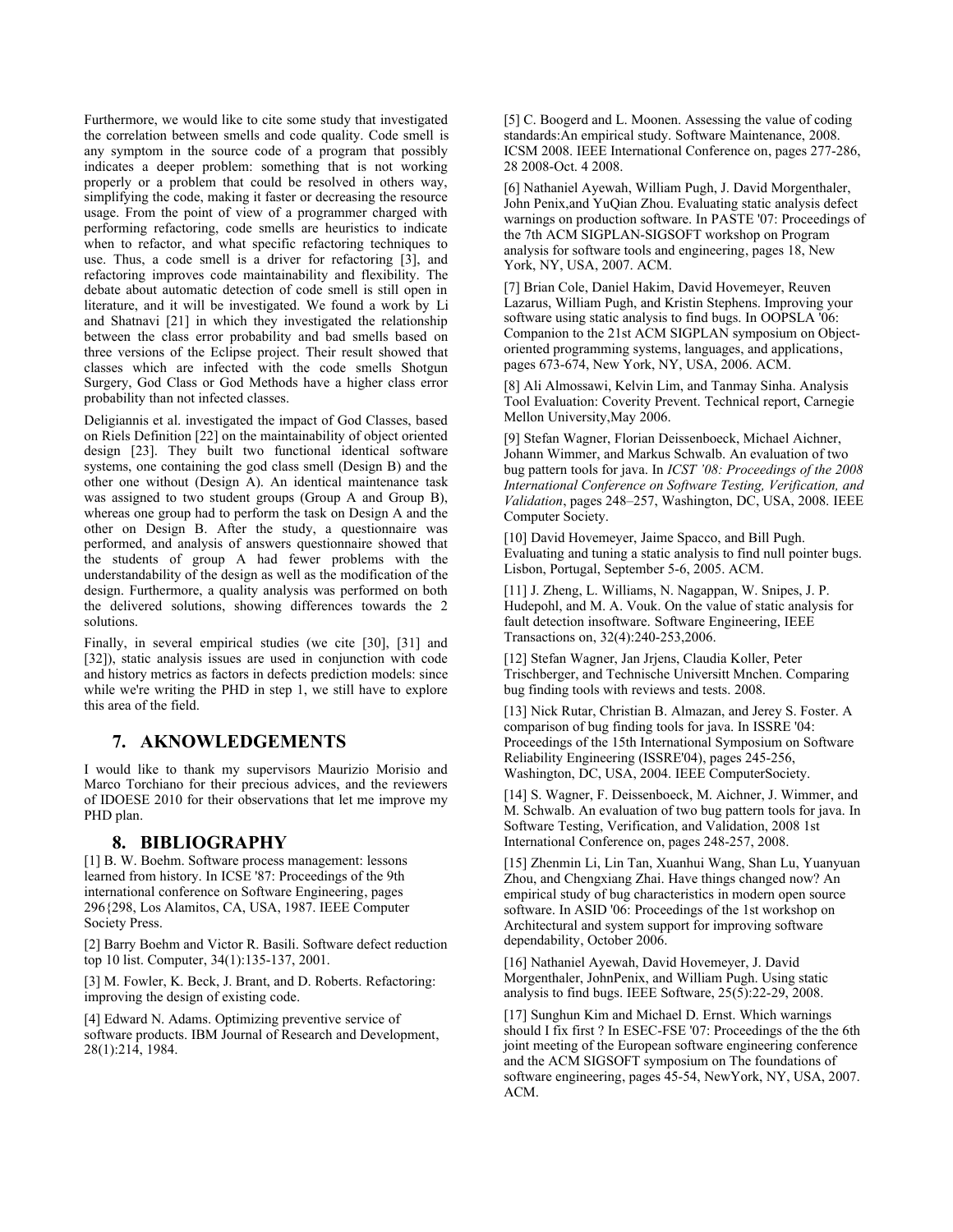Furthermore, we would like to cite some study that investigated the correlation between smells and code quality. Code smell is any symptom in the source code of a program that possibly indicates a deeper problem: something that is not working properly or a problem that could be resolved in others way, simplifying the code, making it faster or decreasing the resource usage. From the point of view of a programmer charged with performing refactoring, code smells are heuristics to indicate when to refactor, and what specific refactoring techniques to use. Thus, a code smell is a driver for refactoring [3], and refactoring improves code maintainability and flexibility. The debate about automatic detection of code smell is still open in literature, and it will be investigated. We found a work by Li and Shatnavi [21] in which they investigated the relationship between the class error probability and bad smells based on three versions of the Eclipse project. Their result showed that classes which are infected with the code smells Shotgun Surgery, God Class or God Methods have a higher class error probability than not infected classes.

Deligiannis et al. investigated the impact of God Classes, based on Riels Definition [22] on the maintainability of object oriented design [23]. They built two functional identical software systems, one containing the god class smell (Design B) and the other one without (Design A). An identical maintenance task was assigned to two student groups (Group A and Group B), whereas one group had to perform the task on Design A and the other on Design B. After the study, a questionnaire was performed, and analysis of answers questionnaire showed that the students of group A had fewer problems with the understandability of the design as well as the modification of the design. Furthermore, a quality analysis was performed on both the delivered solutions, showing differences towards the 2 solutions.

Finally, in several empirical studies (we cite [30], [31] and [32]), static analysis issues are used in conjunction with code and history metrics as factors in defects prediction models: since while we're writing the PHD in step 1, we still have to explore this area of the field.

## 7. AKNOWLEDGEMENTS

I would like to thank my supervisors Maurizio Morisio and Marco Torchiano for their precious advices, and the reviewers of IDOESE 2010 for their observations that let me improve my PHD plan.

## 8. BIBLIOGRAPHY

[1] B. W. Boehm. Software process management: lessons learned from history. In ICSE '87: Proceedings of the 9th international conference on Software Engineering, pages 296{298, Los Alamitos, CA, USA, 1987. IEEE Computer Society Press.

[2] Barry Boehm and Victor R. Basili. Software defect reduction top 10 list. Computer, 34(1):135-137, 2001.

[3] M. Fowler, K. Beck, J. Brant, and D. Roberts. Refactoring: improving the design of existing code.

[4] Edward N. Adams. Optimizing preventive service of software products. IBM Journal of Research and Development, 28(1):214, 1984.

[5] C. Boogerd and L. Moonen. Assessing the value of coding standards:An empirical study. Software Maintenance, 2008. ICSM 2008. IEEE International Conference on, pages 277-286, 28 2008-Oct. 4 2008.

[6] Nathaniel Ayewah, William Pugh, J. David Morgenthaler, John Penix,and YuQian Zhou. Evaluating static analysis defect warnings on production software. In PASTE '07: Proceedings of the 7th ACM SIGPLAN-SIGSOFT workshop on Program analysis for software tools and engineering, pages 18, New York, NY, USA, 2007. ACM.

[7] Brian Cole, Daniel Hakim, David Hovemeyer, Reuven Lazarus, William Pugh, and Kristin Stephens. Improving your software using static analysis to find bugs. In OOPSLA '06: Companion to the 21st ACM SIGPLAN symposium on Object-oriented programming systems, languages, and applications, pages 673-674, New York, NY, USA, 2006. ACM.

[8] Ali Almossawi, Kelvin Lim, and Tanmay Sinha. Analysis Tool Evaluation: Coverity Prevent. Technical report, Carnegie Mellon University,May 2006.

[9] Stefan Wagner, Florian Deissenboeck, Michael Aichner, Johann Wimmer, and Markus Schwalb. An evaluation of two bug pattern tools for java. In *ICST '08: Proceedings of the 2008 International Conference on Software Testing, Verification, and Validation*, pages 248–257, Washington, DC, USA, 2008. IEEE Computer Society.

[10] David Hovemeyer, Jaime Spacco, and Bill Pugh. Evaluating and tuning a static analysis to find null pointer bugs. Lisbon, Portugal, September 5-6, 2005. ACM.

[11] J. Zheng, L. Williams, N. Nagappan, W. Snipes, J. P. Hudepohl, and M. A. Vouk. On the value of static analysis for fault detection insoftware. Software Engineering, IEEE Transactions on, 32(4):240-253,2006.

[12] Stefan Wagner, Jan Jrjens, Claudia Koller, Peter Trischberger, and Technische Universitt Mnchen. Comparing bug finding tools with reviews and tests. 2008.

[13] Nick Rutar, Christian B. Almazan, and Jerey S. Foster. A comparison of bug finding tools for java. In ISSRE '04: Proceedings of the 15th International Symposium on Software Reliability Engineering (ISSRE'04), pages 245-256, Washington, DC, USA, 2004. IEEE ComputerSociety.

[14] S. Wagner, F. Deissenboeck, M. Aichner, J. Wimmer, and M. Schwalb. An evaluation of two bug pattern tools for java. In Software Testing, Verification, and Validation, 2008 1st International Conference on, pages 248-257, 2008.

[15] Zhenmin Li, Lin Tan, Xuanhui Wang, Shan Lu, Yuanyuan Zhou, and Chengxiang Zhai. Have things changed now? An empirical study of bug characteristics in modern open source software. In ASID '06: Proceedings of the 1st workshop on Architectural and system support for improving software dependability, October 2006.

[16] Nathaniel Ayewah, David Hovemeyer, J. David Morgenthaler, JohnPenix, and William Pugh. Using static analysis to find bugs. IEEE Software, 25(5):22-29, 2008.

[17] Sunghun Kim and Michael D. Ernst. Which warnings should I fix first ? In ESEC-FSE '07: Proceedings of the the 6th joint meeting of the European software engineering conference and the ACM SIGSOFT symposium on The foundations of software engineering, pages 45-54, NewYork, NY, USA, 2007. ACM.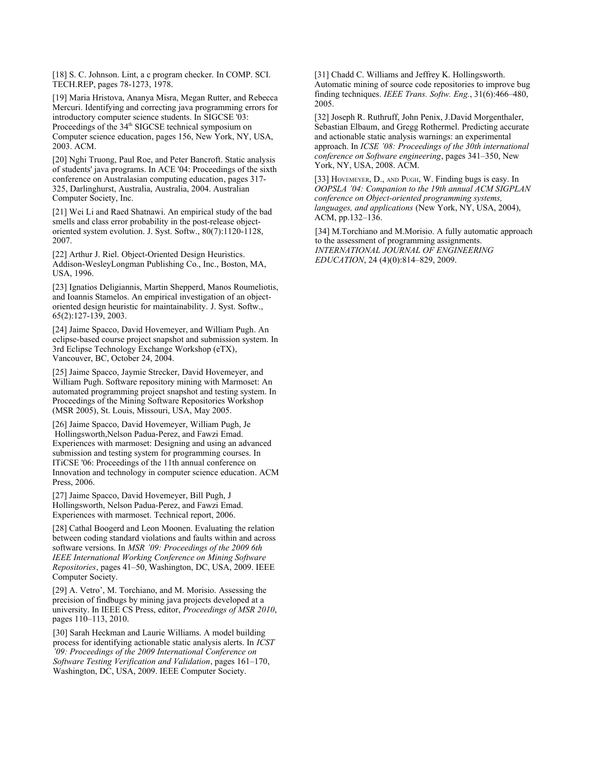[18] S. C. Johnson. Lint, a c program checker. In COMP. SCI. TECH.REP, pages 78-1273, 1978.

[19] Maria Hristova, Ananya Misra, Megan Rutter, and Rebecca Mercuri. Identifying and correcting java programming errors for introductory computer science students. In SIGCSE '03: Proceedings of the 34th SIGCSE technical symposium on Computer science education, pages 156, New York, NY, USA, 2003. ACM.

[20] Nghi Truong, Paul Roe, and Peter Bancroft. Static analysis of students' java programs. In ACE '04: Proceedings of the sixth conference on Australasian computing education, pages 317-325, Darlinghurst, Australia, Australia, 2004. Australian Computer Society, Inc.

[21] Wei Li and Raed Shatnawi. An empirical study of the bad smells and class error probability in the post-release object-oriented system evolution. J. Syst. Softw., 80(7):1120-1128, 2007.

[22] Arthur J. Riel. Object-Oriented Design Heuristics. Addison-WesleyLongman Publishing Co., Inc., Boston, MA, USA, 1996.

[23] Ignatios Deligiannis, Martin Shepperd, Manos Roumeliotis, and Ioannis Stamelos. An empirical investigation of an object-oriented design heuristic for maintainability. J. Syst. Softw., 65(2):127-139, 2003.

[24] Jaime Spacco, David Hovemeyer, and William Pugh. An eclipse-based course project snapshot and submission system. In 3rd Eclipse Technology Exchange Workshop (eTX), Vancouver, BC, October 24, 2004.

[25] Jaime Spacco, Jaymie Strecker, David Hovemeyer, and William Pugh. Software repository mining with Marmoset: An automated programming project snapshot and testing system. In Proceedings of the Mining Software Repositories Workshop (MSR 2005), St. Louis, Missouri, USA, May 2005.

[26] Jaime Spacco, David Hovemeyer, William Pugh, Je Hollingsworth,Nelson Padua-Perez, and Fawzi Emad. Experiences with marmoset: Designing and using an advanced submission and testing system for programming courses. In ITiCSE '06: Proceedings of the 11th annual conference on Innovation and technology in computer science education. ACM Press, 2006.

[27] Jaime Spacco, David Hovemeyer, Bill Pugh, J Hollingsworth, Nelson Padua-Perez, and Fawzi Emad. Experiences with marmoset. Technical report, 2006.

[28] Cathal Boogerd and Leon Moonen. Evaluating the relation between coding standard violations and faults within and across software versions. In *MSR '09: Proceedings of the 2009 6th IEEE International Working Conference on Mining Software Repositories*, pages 41–50, Washington, DC, USA, 2009. IEEE Computer Society.

[29] A. Vetro', M. Torchiano, and M. Morisio. Assessing the precision of findbugs by mining java projects developed at a university. In IEEE CS Press, editor, *Proceedings of MSR 2010*, pages 110–113, 2010.

[30] Sarah Heckman and Laurie Williams. A model building process for identifying actionable static analysis alerts. In *ICST '09: Proceedings of the 2009 International Conference on Software Testing Verification and Validation*, pages 161–170, Washington, DC, USA, 2009. IEEE Computer Society.

[31] Chadd C. Williams and Jeffrey K. Hollingsworth. Automatic mining of source code repositories to improve bug finding techniques. *IEEE Trans. Softw. Eng.*, 31(6):466–480, 2005.

[32] Joseph R. Ruthruff, John Penix, J.David Morgenthaler, Sebastian Elbaum, and Gregg Rothermel. Predicting accurate and actionable static analysis warnings: an experimental approach. In *ICSE '08: Proceedings of the 30th international conference on Software engineering*, pages 341–350, New York, NY, USA, 2008. ACM.

[33] Hovemeyer, D., and Pugh, W. Finding bugs is easy. In *OOPSLA '04: Companion to the 19th annual ACM SIGPLAN conference on Object-oriented programming systems, languages, and applications* (New York, NY, USA, 2004), ACM, pp.132–136.

[34] M.Torchiano and M.Morisio. A fully automatic approach to the assessment of programming assignments. *INTERNATIONAL JOURNAL OF ENGINEERING EDUCATION*, 24 (4)(0):814–829, 2009.